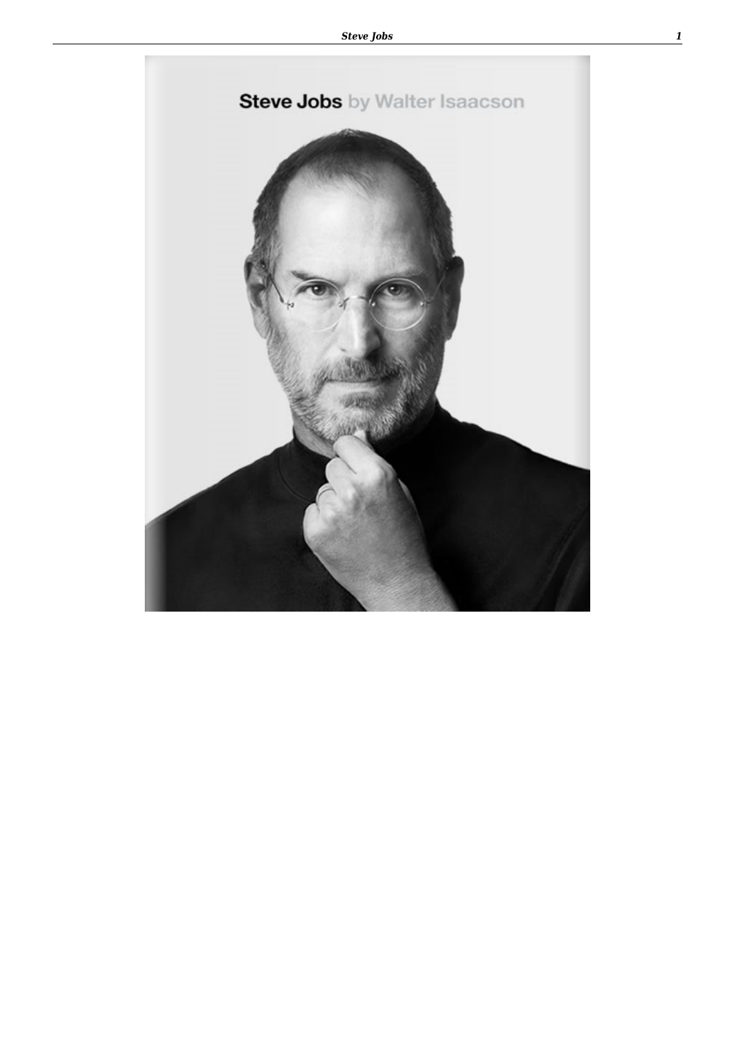Steve Jobs by Walter Isaacson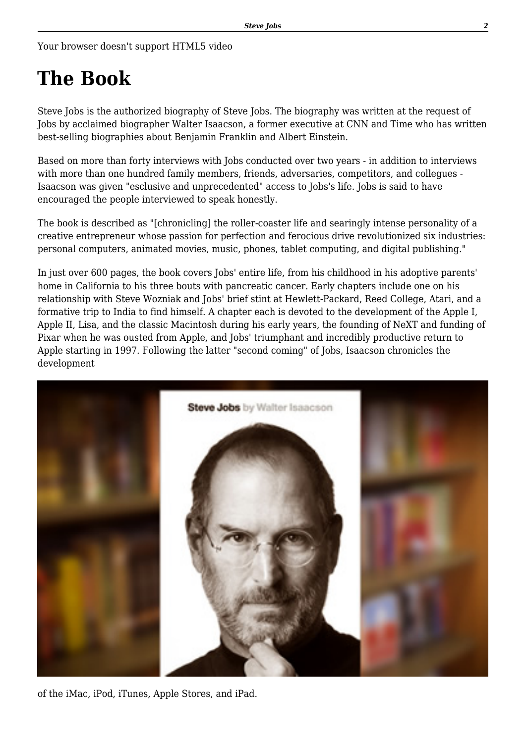Your browser doesn't support HTML5 video

# The Book

Steve Jobs is the authorized biography of Steve Jobs. The biography was written at the request of Jobs by acclaimed biographer Walter Isaacson, a former executive at CNN and Time who has written best-selling biographies about Benjamin Franklin and Albert Einstein.

Based on more than forty interviews with Jobs conducted over two years - in addition to interviews with more than one hundred family members, friends, adversaries, competitors, and collegues - Isaacson was given "esclusive and unprecedented" access to Jobs's life. Jobs is said to have encouraged the people interviewed to speak honestly.

The book is described as "[chronicling] the roller-coaster life and searingly intense personality of a creative entrepreneur whose passion for perfection and ferocious drive revolutionized six industries: personal computers, animated movies, music, phones, tablet computing, and digital publishing."

In just over 600 pages, the book covers Jobs' entire life, from his childhood in his adoptive parents' home in California to his three bouts with pancreatic cancer. Early chapters include one on his relationship with Steve Wozniak and Jobs' brief stint at Hewlett-Packard, Reed College, Atari, and a formative trip to India to find himself. A chapter each is devoted to the development of the Apple I, Apple II, Lisa, and the classic Macintosh during his early years, the founding of NeXT and funding of Pixar when he was ousted from Apple, and Jobs' triumphant and incredibly productive return to Apple starting in 1997. Following the latter "second coming" of Jobs, Isaacson chronicles the development of the iMac, iPod, iTunes, Apple Stores, and iPad.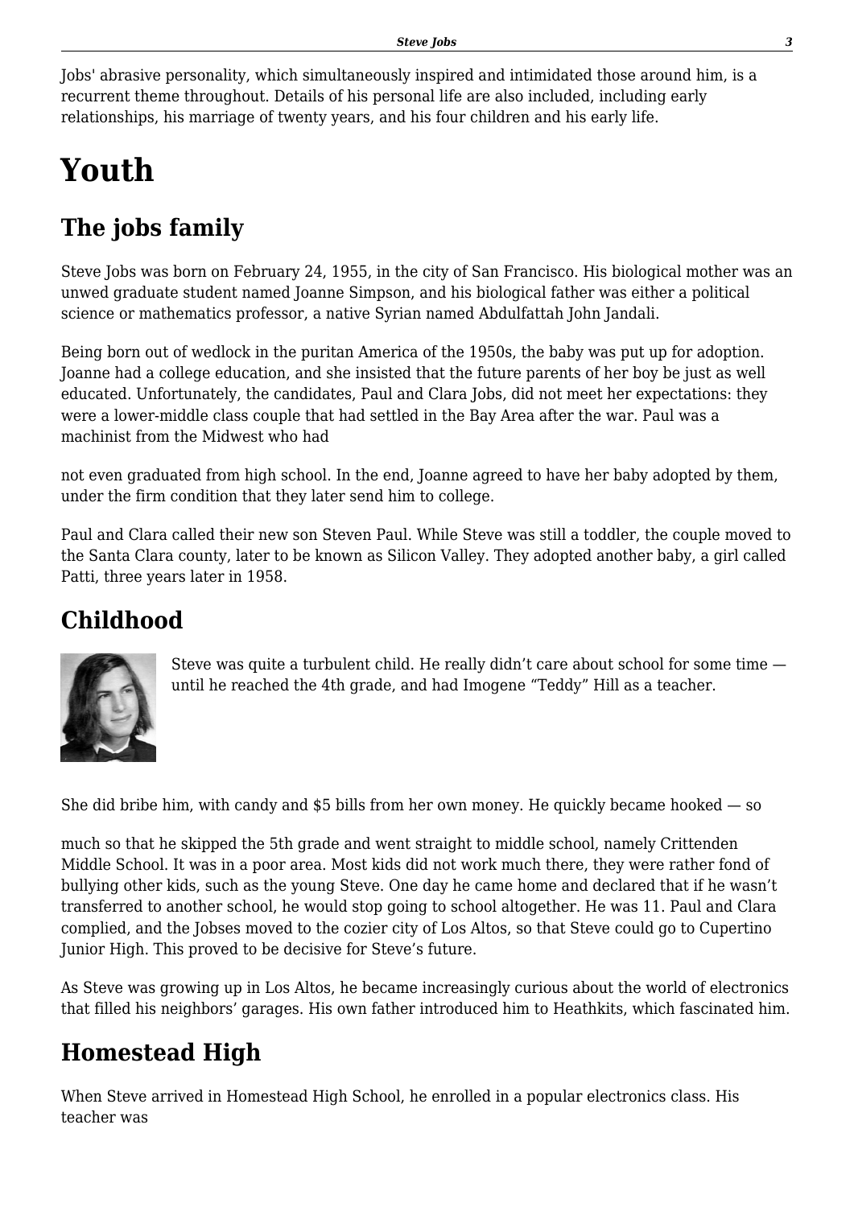Jobs' abrasive personality, which simultaneously inspired and intimidated those around him, is a recurrent theme throughout. Details of his personal life are also included, including early relationships, his marriage of twenty years, and his four children and his early life.

# Youth

## The jobs family

Steve Jobs was born on February 24, 1955, in the city of San Francisco. His biological mother was an unwed graduate student named Joanne Simpson, and his biological father was either a political science or mathematics professor, a native Syrian named Abdulfattah John Jandali.

Being born out of wedlock in the puritan America of the 1950s, the baby was put up for adoption. Joanne had a college education, and she insisted that the future parents of her boy be just as well educated. Unfortunately, the candidates, Paul and Clara Jobs, did not meet her expectations: they were a lower-middle class couple that had settled in the Bay Area after the war. Paul was a machinist from the Midwest who had not even graduated from high school. In the end, Joanne agreed to have her baby adopted by them, under the firm condition that they later send him to college.

Paul and Clara called their new son Steven Paul. While Steve was still a toddler, the couple moved to the Santa Clara county, later to be known as Silicon Valley. They adopted another baby, a girl called Patti, three years later in 1958.

## Childhood

Steve was quite a turbulent child. He really didn't care about school for some time — until he reached the 4th grade, and had Imogene "Teddy" Hill as a teacher.

She did bribe him, with candy and $5 bills from her own money. He quickly became hooked — so much so that he skipped the 5th grade and went straight to middle school, namely Crittenden Middle School. It was in a poor area. Most kids did not work much there, they were rather fond of bullying other kids, such as the young Steve. One day he came home and declared that if he wasn't transferred to another school, he would stop going to school altogether. He was 11. Paul and Clara complied, and the Jobses moved to the cozier city of Los Altos, so that Steve could go to Cupertino Junior High. This proved to be decisive for Steve's future.

As Steve was growing up in Los Altos, he became increasingly curious about the world of electronics that filled his neighbors' garages. His own father introduced him to Heathkits, which fascinated him.

## Homestead High

When Steve arrived in Homestead High School, he enrolled in a popular electronics class. His teacher was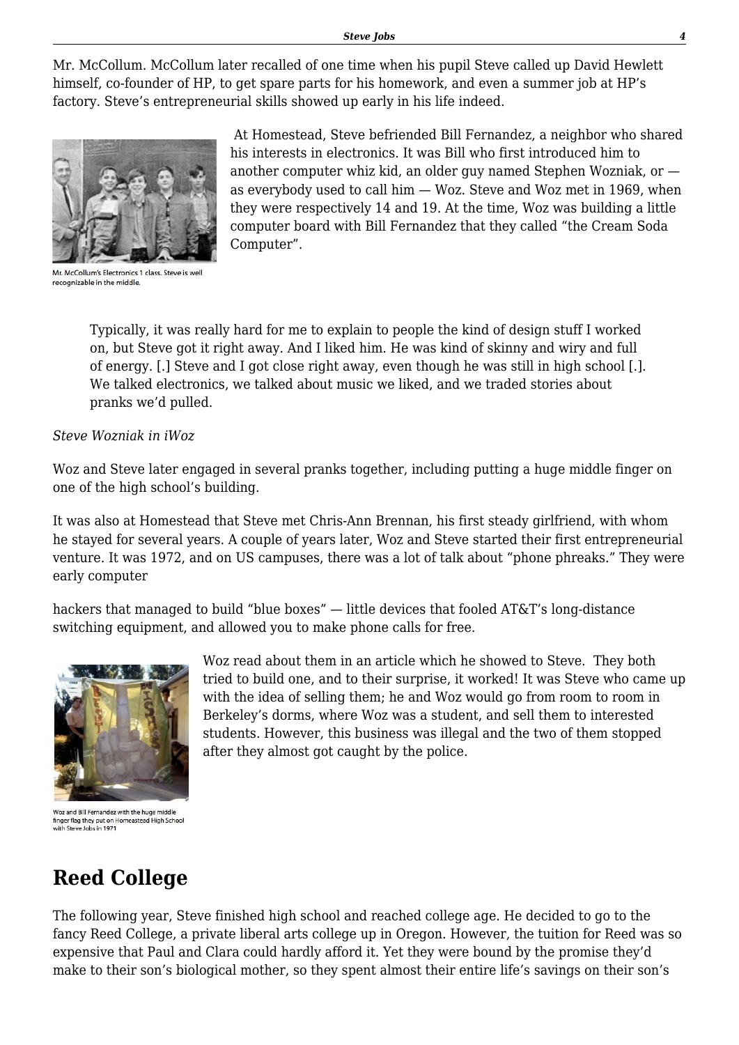Mr. McCollum. McCollum later recalled of one time when his pupil Steve called up David Hewlett himself, co-founder of HP, to get spare parts for his homework, and even a summer job at HP's factory. Steve's entrepreneurial skills showed up early in his life indeed.

Mr. McCollum's Electronics 1 class. Steve is well recognizable in the middle.

At Homestead, Steve befriended Bill Fernandez, a neighbor who shared his interests in electronics. It was Bill who first introduced him to another computer whiz kid, an older guy named Stephen Wozniak, or — as everybody used to call him — Woz. Steve and Woz met in 1969, when they were respectively 14 and 19. At the time, Woz was building a little computer board with Bill Fernandez that they called "the Cream Soda Computer".

> Typically, it was really hard for me to explain to people the kind of design stuff I worked on, but Steve got it right away. And I liked him. He was kind of skinny and wiry and full of energy. [.] Steve and I got close right away, even though he was still in high school [.]. We talked electronics, we talked about music we liked, and we traded stories about pranks we'd pulled.

*Steve Wozniak in iWoz*

Woz and Steve later engaged in several pranks together, including putting a huge middle finger on one of the high school's building.

It was also at Homestead that Steve met Chris-Ann Brennan, his first steady girlfriend, with whom he stayed for several years. A couple of years later, Woz and Steve started their first entrepreneurial venture. It was 1972, and on US campuses, there was a lot of talk about "phone phreaks." They were early computer hackers that managed to build "blue boxes" — little devices that fooled AT&T's long-distance switching equipment, and allowed you to make phone calls for free.

Woz and Bill Fernandez with the huge middle finger flag they put on Homeastead High School with Steve Jobs in 1971

Woz read about them in an article which he showed to Steve. They both tried to build one, and to their surprise, it worked! It was Steve who came up with the idea of selling them; he and Woz would go from room to room in Berkeley's dorms, where Woz was a student, and sell them to interested students. However, this business was illegal and the two of them stopped after they almost got caught by the police.

## Reed College

The following year, Steve finished high school and reached college age. He decided to go to the fancy Reed College, a private liberal arts college up in Oregon. However, the tuition for Reed was so expensive that Paul and Clara could hardly afford it. Yet they were bound by the promise they'd make to their son's biological mother, so they spent almost their entire life's savings on their son's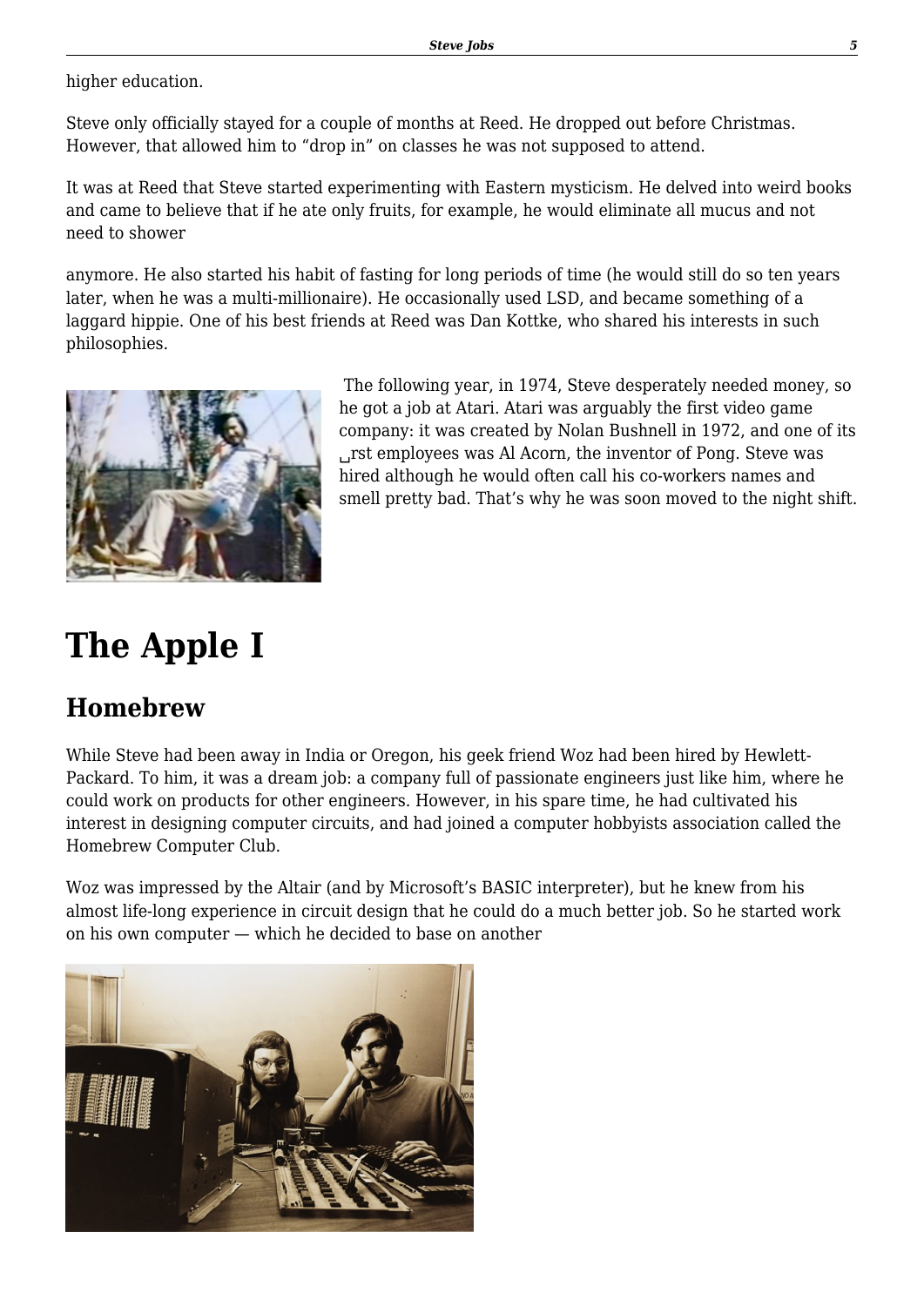higher education.

Steve only officially stayed for a couple of months at Reed. He dropped out before Christmas. However, that allowed him to "drop in" on classes he was not supposed to attend.

It was at Reed that Steve started experimenting with Eastern mysticism. He delved into weird books and came to believe that if he ate only fruits, for example, he would eliminate all mucus and not need to shower

anymore. He also started his habit of fasting for long periods of time (he would still do so ten years later, when he was a multi-millionaire). He occasionally used LSD, and became something of a laggard hippie. One of his best friends at Reed was Dan Kottke, who shared his interests in such philosophies.

The following year, in 1974, Steve desperately needed money, so he got a job at Atari. Atari was arguably the first video game company: it was created by Nolan Bushnell in 1972, and one of its first employees was Al Acorn, the inventor of Pong. Steve was hired although he would often call his co-workers names and smell pretty bad. That's why he was soon moved to the night shift.

# The Apple I

## Homebrew

While Steve had been away in India or Oregon, his geek friend Woz had been hired by Hewlett-Packard. To him, it was a dream job: a company full of passionate engineers just like him, where he could work on products for other engineers. However, in his spare time, he had cultivated his interest in designing computer circuits, and had joined a computer hobbyists association called the Homebrew Computer Club.

Woz was impressed by the Altair (and by Microsoft's BASIC interpreter), but he knew from his almost life-long experience in circuit design that he could do a much better job. So he started work on his own computer — which he decided to base on another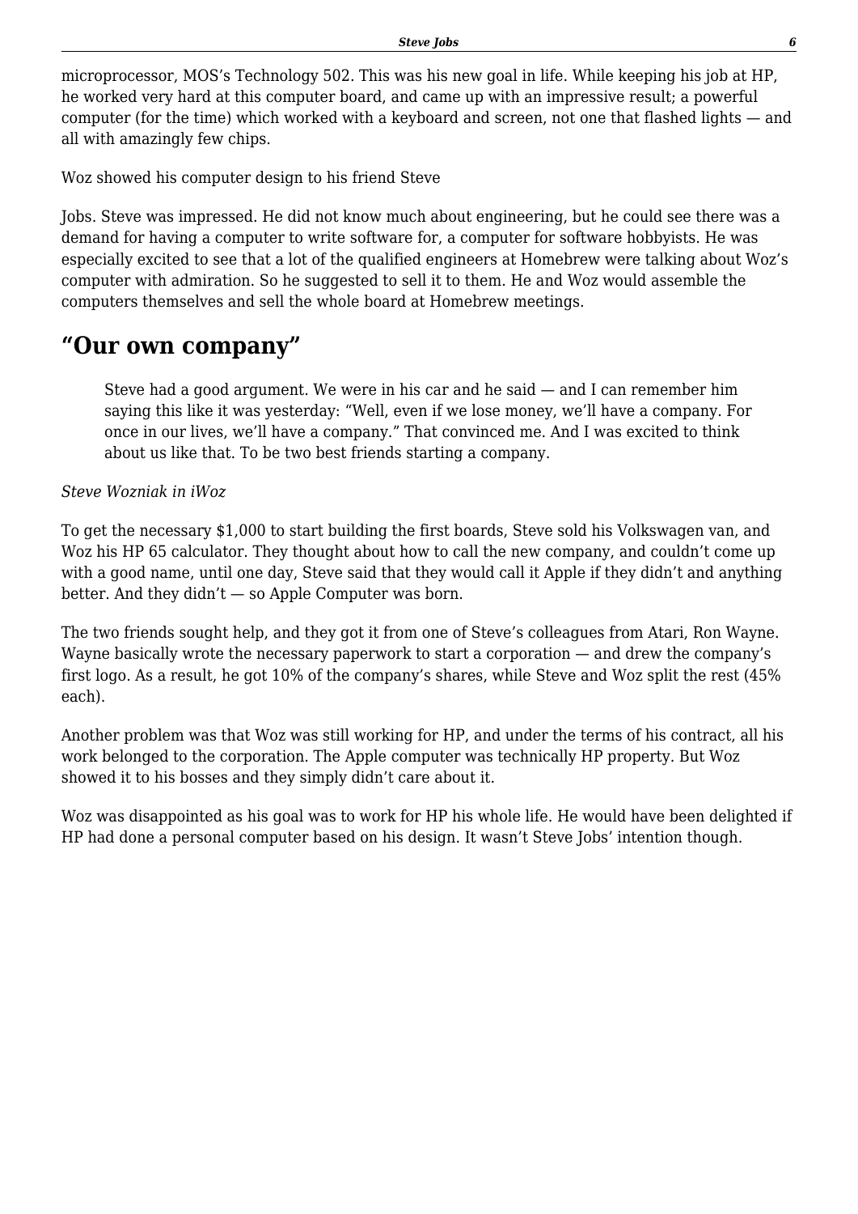microprocessor, MOS's Technology 502. This was his new goal in life. While keeping his job at HP, he worked very hard at this computer board, and came up with an impressive result; a powerful computer (for the time) which worked with a keyboard and screen, not one that flashed lights — and all with amazingly few chips.

Woz showed his computer design to his friend Steve

Jobs. Steve was impressed. He did not know much about engineering, but he could see there was a demand for having a computer to write software for, a computer for software hobbyists. He was especially excited to see that a lot of the qualified engineers at Homebrew were talking about Woz's computer with admiration. So he suggested to sell it to them. He and Woz would assemble the computers themselves and sell the whole board at Homebrew meetings.

## "Our own company"

> Steve had a good argument. We were in his car and he said — and I can remember him saying this like it was yesterday: "Well, even if we lose money, we'll have a company. For once in our lives, we'll have a company." That convinced me. And I was excited to think about us like that. To be two best friends starting a company.

*Steve Wozniak in iWoz*

To get the necessary $1,000 to start building the first boards, Steve sold his Volkswagen van, and Woz his HP 65 calculator. They thought about how to call the new company, and couldn't come up with a good name, until one day, Steve said that they would call it Apple if they didn't and anything better. And they didn't — so Apple Computer was born.

The two friends sought help, and they got it from one of Steve's colleagues from Atari, Ron Wayne. Wayne basically wrote the necessary paperwork to start a corporation — and drew the company's first logo. As a result, he got 10% of the company's shares, while Steve and Woz split the rest (45% each).

Another problem was that Woz was still working for HP, and under the terms of his contract, all his work belonged to the corporation. The Apple computer was technically HP property. But Woz showed it to his bosses and they simply didn't care about it.

Woz was disappointed as his goal was to work for HP his whole life. He would have been delighted if HP had done a personal computer based on his design. It wasn't Steve Jobs' intention though.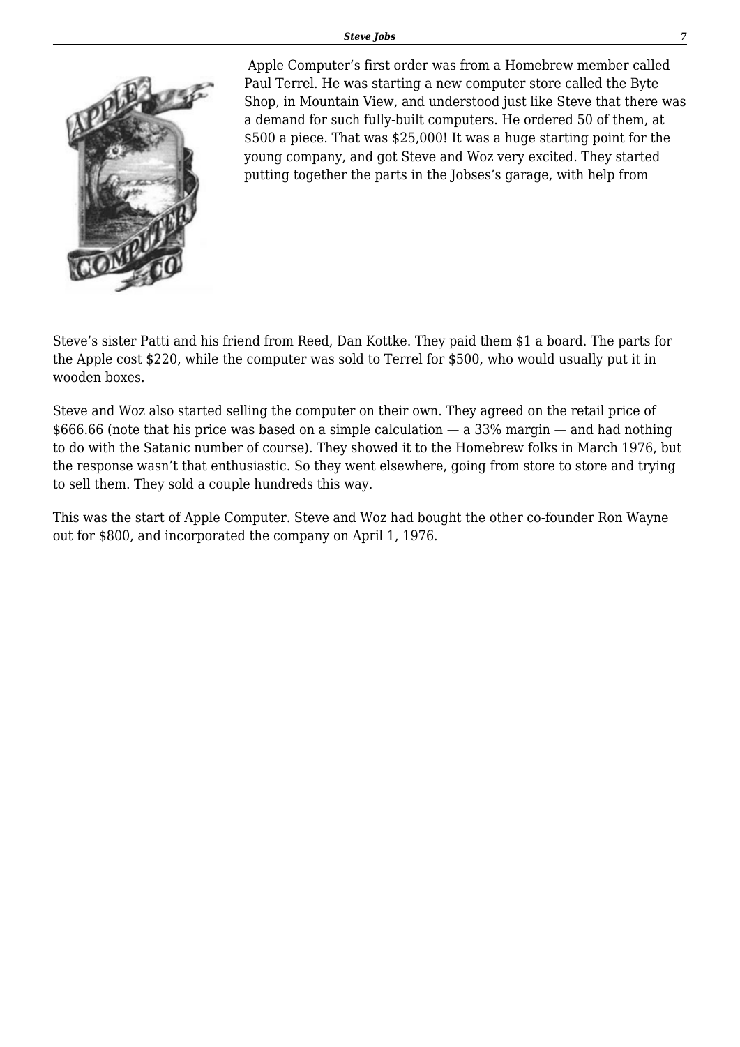Apple Computer's first order was from a Homebrew member called Paul Terrel. He was starting a new computer store called the Byte Shop, in Mountain View, and understood just like Steve that there was a demand for such fully-built computers. He ordered 50 of them, at $500 a piece. That was $25,000! It was a huge starting point for the young company, and got Steve and Woz very excited. They started putting together the parts in the Jobses's garage, with help from Steve's sister Patti and his friend from Reed, Dan Kottke. They paid them $1 a board. The parts for the Apple cost $220, while the computer was sold to Terrel for $500, who would usually put it in wooden boxes.

Steve and Woz also started selling the computer on their own. They agreed on the retail price of $666.66 (note that his price was based on a simple calculation — a 33% margin — and had nothing to do with the Satanic number of course). They showed it to the Homebrew folks in March 1976, but the response wasn't that enthusiastic. So they went elsewhere, going from store to store and trying to sell them. They sold a couple hundreds this way.

This was the start of Apple Computer. Steve and Woz had bought the other co-founder Ron Wayne out for $800, and incorporated the company on April 1, 1976.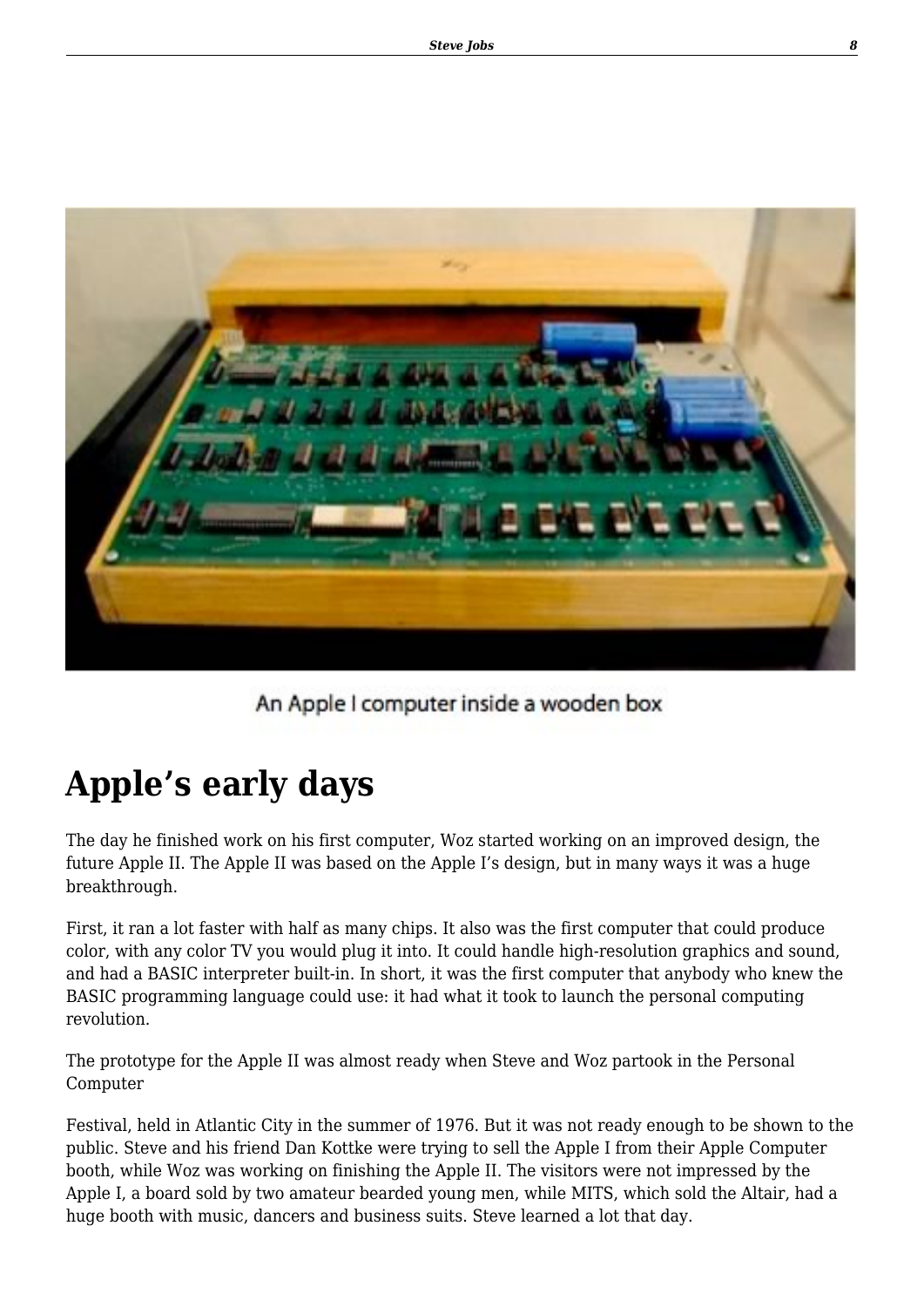An Apple I computer inside a wooden box

## Apple's early days

The day he finished work on his first computer, Woz started working on an improved design, the future Apple II. The Apple II was based on the Apple I's design, but in many ways it was a huge breakthrough.

First, it ran a lot faster with half as many chips. It also was the first computer that could produce color, with any color TV you would plug it into. It could handle high-resolution graphics and sound, and had a BASIC interpreter built-in. In short, it was the first computer that anybody who knew the BASIC programming language could use: it had what it took to launch the personal computing revolution.

The prototype for the Apple II was almost ready when Steve and Woz partook in the Personal Computer

Festival, held in Atlantic City in the summer of 1976. But it was not ready enough to be shown to the public. Steve and his friend Dan Kottke were trying to sell the Apple I from their Apple Computer booth, while Woz was working on finishing the Apple II. The visitors were not impressed by the Apple I, a board sold by two amateur bearded young men, while MITS, which sold the Altair, had a huge booth with music, dancers and business suits. Steve learned a lot that day.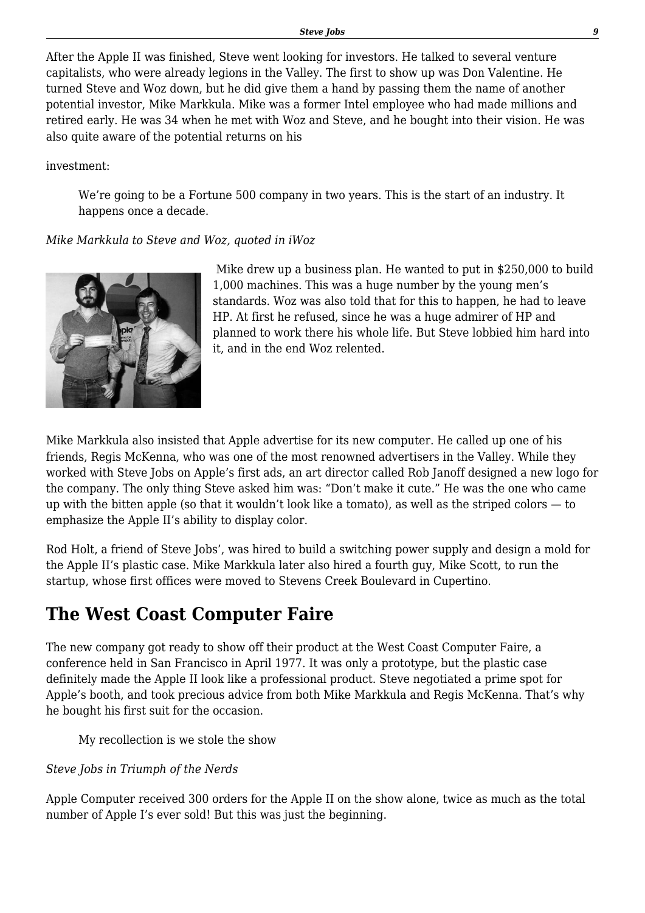After the Apple II was finished, Steve went looking for investors. He talked to several venture capitalists, who were already legions in the Valley. The first to show up was Don Valentine. He turned Steve and Woz down, but he did give them a hand by passing them the name of another potential investor, Mike Markkula. Mike was a former Intel employee who had made millions and retired early. He was 34 when he met with Woz and Steve, and he bought into their vision. He was also quite aware of the potential returns on his

investment:

> We're going to be a Fortune 500 company in two years. This is the start of an industry. It happens once a decade.

*Mike Markkula to Steve and Woz, quoted in iWoz*

Mike drew up a business plan. He wanted to put in $250,000 to build 1,000 machines. This was a huge number by the young men's standards. Woz was also told that for this to happen, he had to leave HP. At first he refused, since he was a huge admirer of HP and planned to work there his whole life. But Steve lobbied him hard into it, and in the end Woz relented.

Mike Markkula also insisted that Apple advertise for its new computer. He called up one of his friends, Regis McKenna, who was one of the most renowned advertisers in the Valley. While they worked with Steve Jobs on Apple's first ads, an art director called Rob Janoff designed a new logo for the company. The only thing Steve asked him was: "Don't make it cute." He was the one who came up with the bitten apple (so that it wouldn't look like a tomato), as well as the striped colors — to emphasize the Apple II's ability to display color.

Rod Holt, a friend of Steve Jobs', was hired to build a switching power supply and design a mold for the Apple II's plastic case. Mike Markkula later also hired a fourth guy, Mike Scott, to run the startup, whose first offices were moved to Stevens Creek Boulevard in Cupertino.

## The West Coast Computer Faire

The new company got ready to show off their product at the West Coast Computer Faire, a conference held in San Francisco in April 1977. It was only a prototype, but the plastic case definitely made the Apple II look like a professional product. Steve negotiated a prime spot for Apple's booth, and took precious advice from both Mike Markkula and Regis McKenna. That's why he bought his first suit for the occasion.

> My recollection is we stole the show

*Steve Jobs in Triumph of the Nerds*

Apple Computer received 300 orders for the Apple II on the show alone, twice as much as the total number of Apple I's ever sold! But this was just the beginning.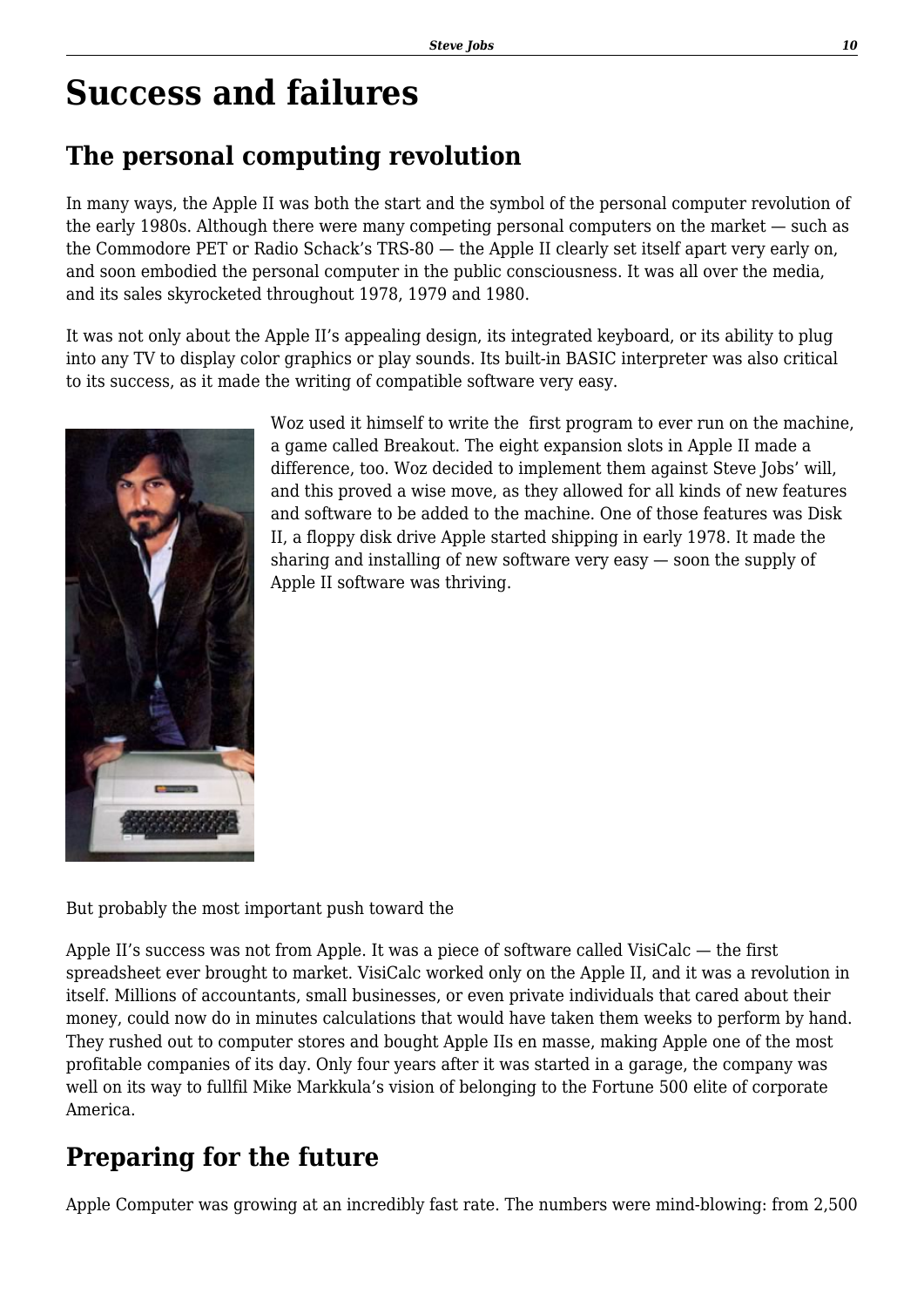# Success and failures

## The personal computing revolution

In many ways, the Apple II was both the start and the symbol of the personal computer revolution of the early 1980s. Although there were many competing personal computers on the market — such as the Commodore PET or Radio Schack's TRS-80 — the Apple II clearly set itself apart very early on, and soon embodied the personal computer in the public consciousness. It was all over the media, and its sales skyrocketed throughout 1978, 1979 and 1980.

It was not only about the Apple II's appealing design, its integrated keyboard, or its ability to plug into any TV to display color graphics or play sounds. Its built-in BASIC interpreter was also critical to its success, as it made the writing of compatible software very easy.

Woz used it himself to write the first program to ever run on the machine, a game called Breakout. The eight expansion slots in Apple II made a difference, too. Woz decided to implement them against Steve Jobs' will, and this proved a wise move, as they allowed for all kinds of new features and software to be added to the machine. One of those features was Disk II, a floppy disk drive Apple started shipping in early 1978. It made the sharing and installing of new software very easy — soon the supply of Apple II software was thriving.

But probably the most important push toward the

Apple II's success was not from Apple. It was a piece of software called VisiCalc — the first spreadsheet ever brought to market. VisiCalc worked only on the Apple II, and it was a revolution in itself. Millions of accountants, small businesses, or even private individuals that cared about their money, could now do in minutes calculations that would have taken them weeks to perform by hand. They rushed out to computer stores and bought Apple IIs en masse, making Apple one of the most profitable companies of its day. Only four years after it was started in a garage, the company was well on its way to fullfil Mike Markkula's vision of belonging to the Fortune 500 elite of corporate America.

## Preparing for the future

Apple Computer was growing at an incredibly fast rate. The numbers were mind-blowing: from 2,500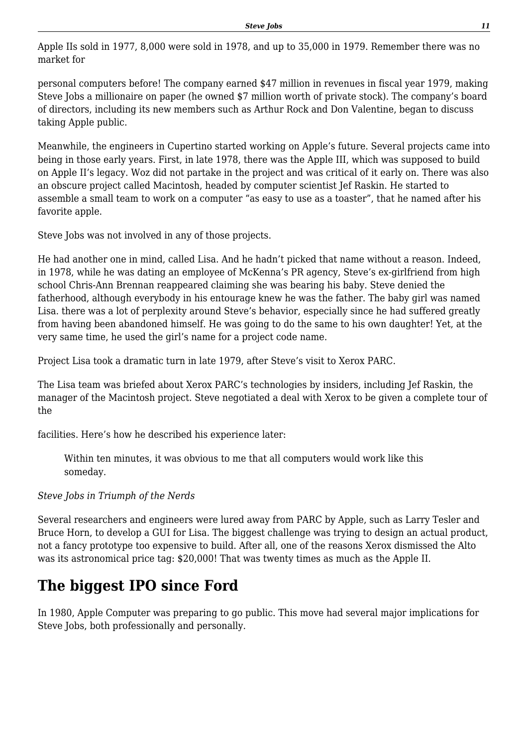Apple IIs sold in 1977, 8,000 were sold in 1978, and up to 35,000 in 1979. Remember there was no market for

personal computers before! The company earned $47 million in revenues in fiscal year 1979, making Steve Jobs a millionaire on paper (he owned $7 million worth of private stock). The company's board of directors, including its new members such as Arthur Rock and Don Valentine, began to discuss taking Apple public.

Meanwhile, the engineers in Cupertino started working on Apple's future. Several projects came into being in those early years. First, in late 1978, there was the Apple III, which was supposed to build on Apple II's legacy. Woz did not partake in the project and was critical of it early on. There was also an obscure project called Macintosh, headed by computer scientist Jef Raskin. He started to assemble a small team to work on a computer "as easy to use as a toaster", that he named after his favorite apple.

Steve Jobs was not involved in any of those projects.

He had another one in mind, called Lisa. And he hadn't picked that name without a reason. Indeed, in 1978, while he was dating an employee of McKenna's PR agency, Steve's ex-girlfriend from high school Chris-Ann Brennan reappeared claiming she was bearing his baby. Steve denied the fatherhood, although everybody in his entourage knew he was the father. The baby girl was named Lisa. there was a lot of perplexity around Steve's behavior, especially since he had suffered greatly from having been abandoned himself. He was going to do the same to his own daughter! Yet, at the very same time, he used the girl's name for a project code name.

Project Lisa took a dramatic turn in late 1979, after Steve's visit to Xerox PARC.

The Lisa team was briefed about Xerox PARC's technologies by insiders, including Jef Raskin, the manager of the Macintosh project. Steve negotiated a deal with Xerox to be given a complete tour of the

facilities. Here's how he described his experience later:

> Within ten minutes, it was obvious to me that all computers would work like this someday.

*Steve Jobs in Triumph of the Nerds*

Several researchers and engineers were lured away from PARC by Apple, such as Larry Tesler and Bruce Horn, to develop a GUI for Lisa. The biggest challenge was trying to design an actual product, not a fancy prototype too expensive to build. After all, one of the reasons Xerox dismissed the Alto was its astronomical price tag: $20,000! That was twenty times as much as the Apple II.

## The biggest IPO since Ford

In 1980, Apple Computer was preparing to go public. This move had several major implications for Steve Jobs, both professionally and personally.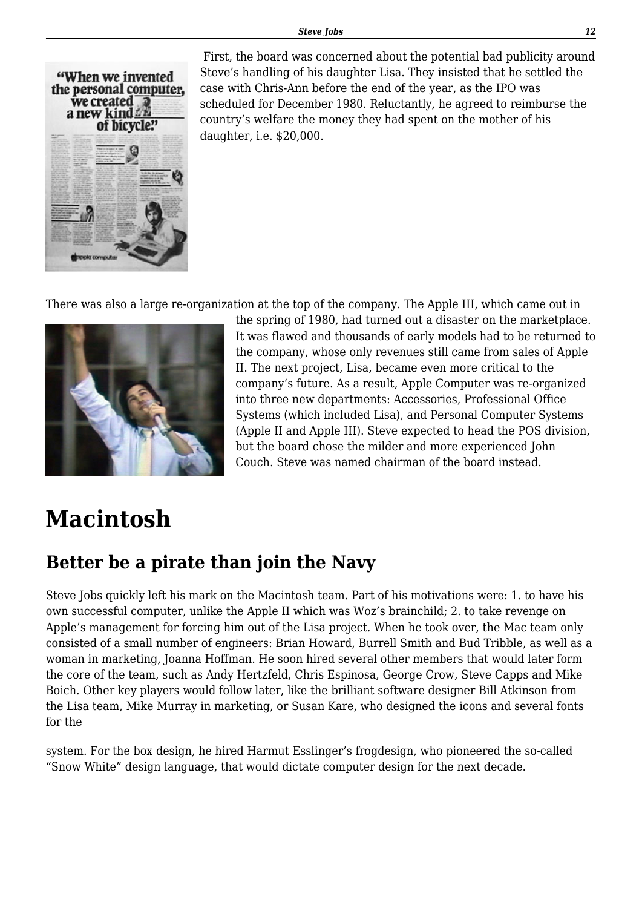First, the board was concerned about the potential bad publicity around Steve's handling of his daughter Lisa. They insisted that he settled the case with Chris-Ann before the end of the year, as the IPO was scheduled for December 1980. Reluctantly, he agreed to reimburse the country's welfare the money they had spent on the mother of his daughter, i.e. $20,000.

There was also a large re-organization at the top of the company. The Apple III, which came out in the spring of 1980, had turned out a disaster on the marketplace. It was flawed and thousands of early models had to be returned to the company, whose only revenues still came from sales of Apple II. The next project, Lisa, became even more critical to the company's future. As a result, Apple Computer was re-organized into three new departments: Accessories, Professional Office Systems (which included Lisa), and Personal Computer Systems (Apple II and Apple III). Steve expected to head the POS division, but the board chose the milder and more experienced John Couch. Steve was named chairman of the board instead.

# Macintosh

## Better be a pirate than join the Navy

Steve Jobs quickly left his mark on the Macintosh team. Part of his motivations were: 1. to have his own successful computer, unlike the Apple II which was Woz's brainchild; 2. to take revenge on Apple's management for forcing him out of the Lisa project. When he took over, the Mac team only consisted of a small number of engineers: Brian Howard, Burrell Smith and Bud Tribble, as well as a woman in marketing, Joanna Hoffman. He soon hired several other members that would later form the core of the team, such as Andy Hertzfeld, Chris Espinosa, George Crow, Steve Capps and Mike Boich. Other key players would follow later, like the brilliant software designer Bill Atkinson from the Lisa team, Mike Murray in marketing, or Susan Kare, who designed the icons and several fonts for the system. For the box design, he hired Harmut Esslinger's frogdesign, who pioneered the so-called "Snow White" design language, that would dictate computer design for the next decade.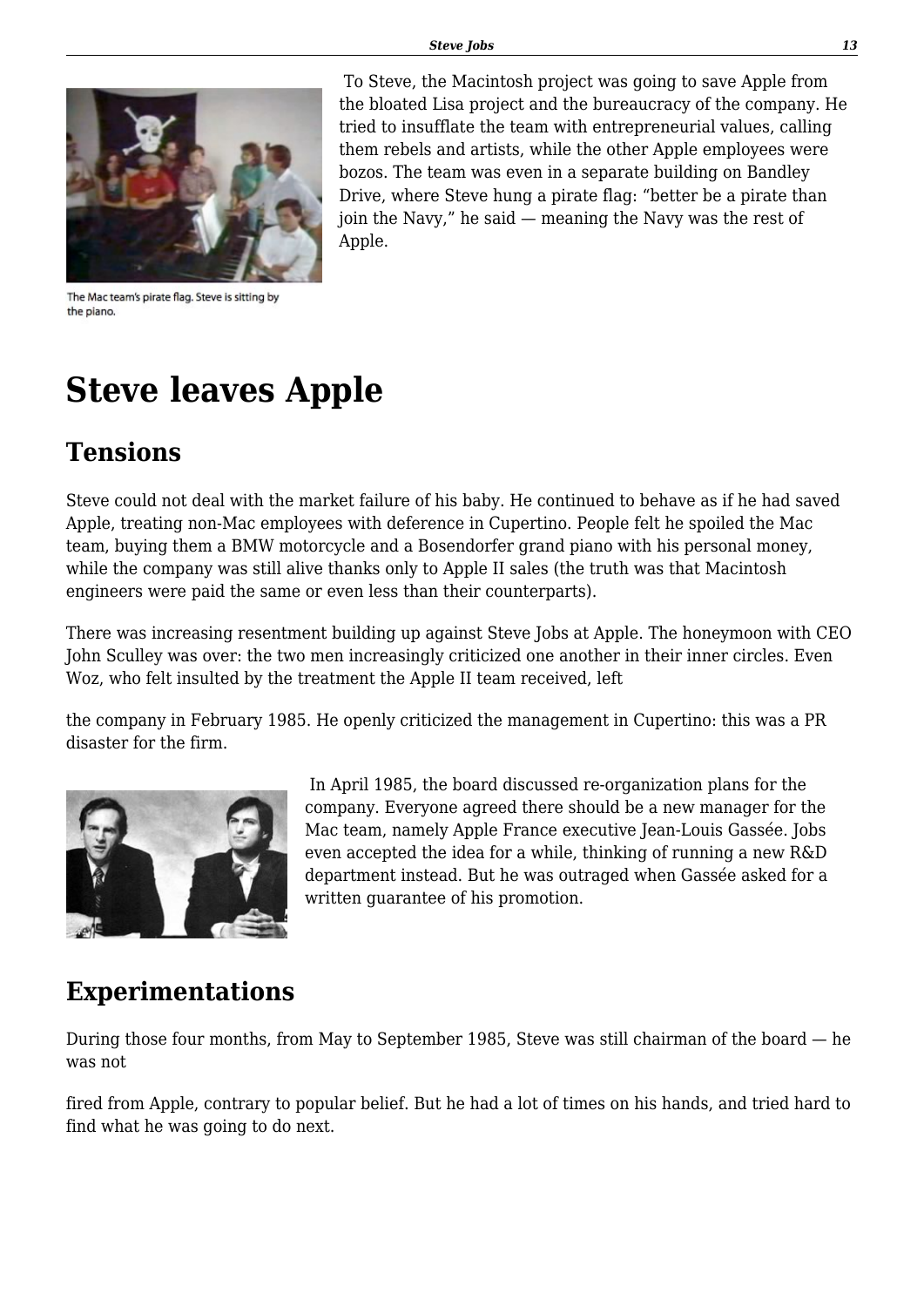To Steve, the Macintosh project was going to save Apple from the bloated Lisa project and the bureaucracy of the company. He tried to insufflate the team with entrepreneurial values, calling them rebels and artists, while the other Apple employees were bozos. The team was even in a separate building on Bandley Drive, where Steve hung a pirate flag: “better be a pirate than join the Navy,” he said — meaning the Navy was the rest of Apple.

The Mac team's pirate flag. Steve is sitting by the piano.

# Steve leaves Apple

## Tensions

Steve could not deal with the market failure of his baby. He continued to behave as if he had saved Apple, treating non-Mac employees with deference in Cupertino. People felt he spoiled the Mac team, buying them a BMW motorcycle and a Bosendorfer grand piano with his personal money, while the company was still alive thanks only to Apple II sales (the truth was that Macintosh engineers were paid the same or even less than their counterparts).

There was increasing resentment building up against Steve Jobs at Apple. The honeymoon with CEO John Sculley was over: the two men increasingly criticized one another in their inner circles. Even Woz, who felt insulted by the treatment the Apple II team received, left the company in February 1985. He openly criticized the management in Cupertino: this was a PR disaster for the firm.

In April 1985, the board discussed re-organization plans for the company. Everyone agreed there should be a new manager for the Mac team, namely Apple France executive Jean-Louis Gassée. Jobs even accepted the idea for a while, thinking of running a new R&D department instead. But he was outraged when Gassée asked for a written guarantee of his promotion.

## Experimentations

During those four months, from May to September 1985, Steve was still chairman of the board — he was not fired from Apple, contrary to popular belief. But he had a lot of times on his hands, and tried hard to find what he was going to do next.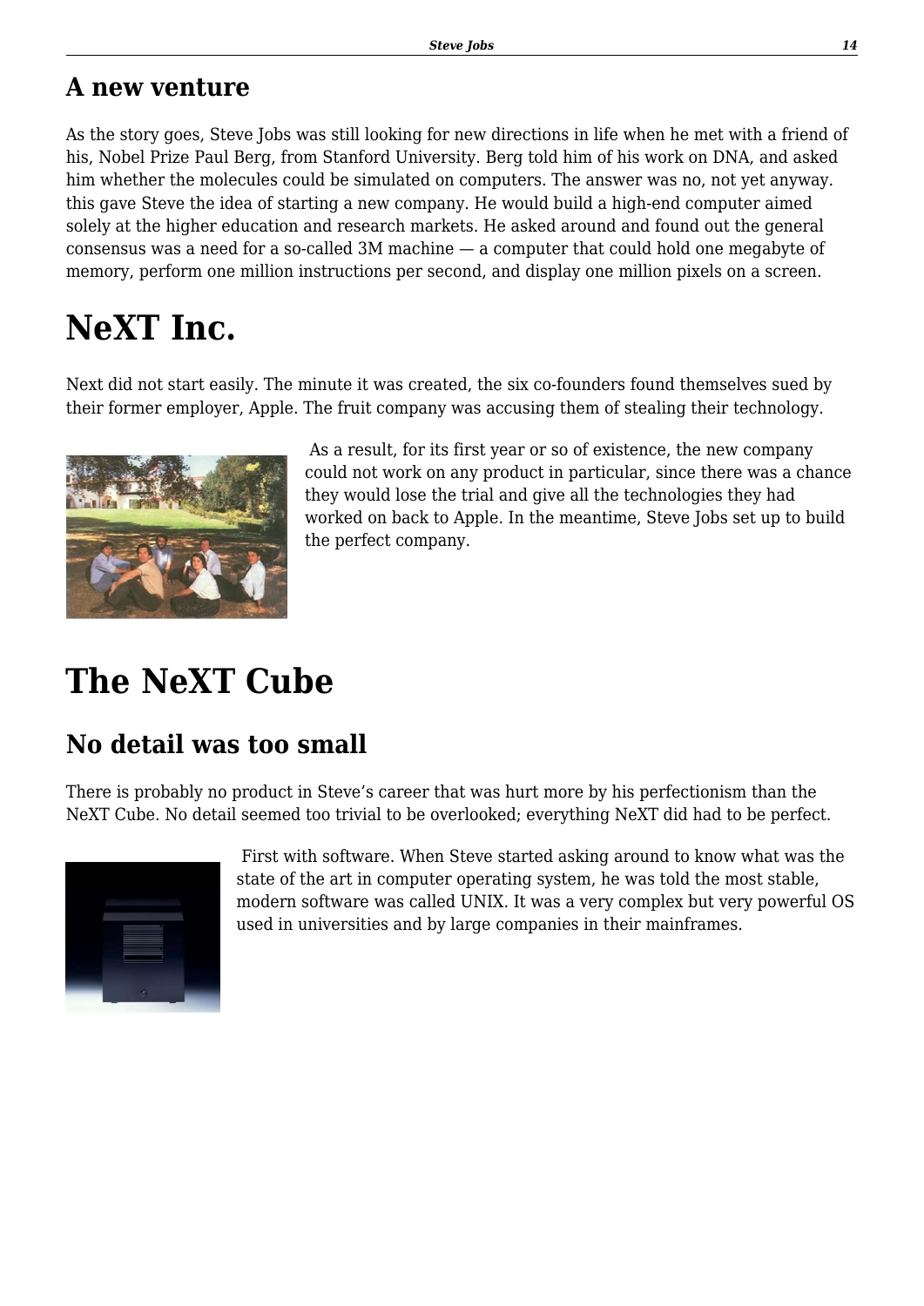## A new venture

As the story goes, Steve Jobs was still looking for new directions in life when he met with a friend of his, Nobel Prize Paul Berg, from Stanford University. Berg told him of his work on DNA, and asked him whether the molecules could be simulated on computers. The answer was no, not yet anyway. this gave Steve the idea of starting a new company. He would build a high-end computer aimed solely at the higher education and research markets. He asked around and found out the general consensus was a need for a so-called 3M machine — a computer that could hold one megabyte of memory, perform one million instructions per second, and display one million pixels on a screen.

# NeXT Inc.

Next did not start easily. The minute it was created, the six co-founders found themselves sued by their former employer, Apple. The fruit company was accusing them of stealing their technology.

As a result, for its first year or so of existence, the new company could not work on any product in particular, since there was a chance they would lose the trial and give all the technologies they had worked on back to Apple. In the meantime, Steve Jobs set up to build the perfect company.

# The NeXT Cube

## No detail was too small

There is probably no product in Steve's career that was hurt more by his perfectionism than the NeXT Cube. No detail seemed too trivial to be overlooked; everything NeXT did had to be perfect.

First with software. When Steve started asking around to know what was the state of the art in computer operating system, he was told the most stable, modern software was called UNIX. It was a very complex but very powerful OS used in universities and by large companies in their mainframes.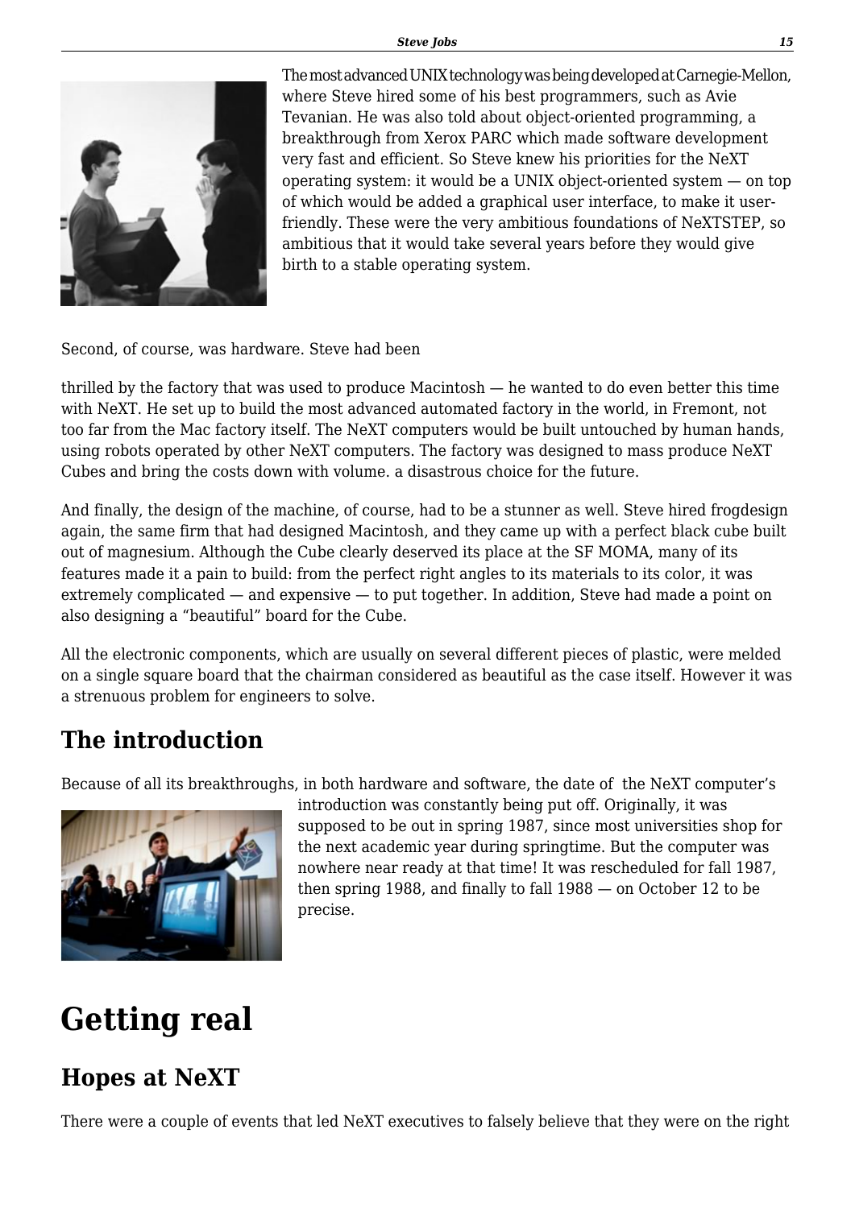The most advanced UNIX technology was being developed at Carnegie-Mellon, where Steve hired some of his best programmers, such as Avie Tevanian. He was also told about object-oriented programming, a breakthrough from Xerox PARC which made software development very fast and efficient. So Steve knew his priorities for the NeXT operating system: it would be a UNIX object-oriented system — on top of which would be added a graphical user interface, to make it user-friendly. These were the very ambitious foundations of NeXTSTEP, so ambitious that it would take several years before they would give birth to a stable operating system.

Second, of course, was hardware. Steve had been

thrilled by the factory that was used to produce Macintosh — he wanted to do even better this time with NeXT. He set up to build the most advanced automated factory in the world, in Fremont, not too far from the Mac factory itself. The NeXT computers would be built untouched by human hands, using robots operated by other NeXT computers. The factory was designed to mass produce NeXT Cubes and bring the costs down with volume. a disastrous choice for the future.

And finally, the design of the machine, of course, had to be a stunner as well. Steve hired frogdesign again, the same firm that had designed Macintosh, and they came up with a perfect black cube built out of magnesium. Although the Cube clearly deserved its place at the SF MOMA, many of its features made it a pain to build: from the perfect right angles to its materials to its color, it was extremely complicated — and expensive — to put together. In addition, Steve had made a point on also designing a "beautiful" board for the Cube.

All the electronic components, which are usually on several different pieces of plastic, were melded on a single square board that the chairman considered as beautiful as the case itself. However it was a strenuous problem for engineers to solve.

## The introduction

Because of all its breakthroughs, in both hardware and software, the date of the NeXT computer's introduction was constantly being put off. Originally, it was supposed to be out in spring 1987, since most universities shop for the next academic year during springtime. But the computer was nowhere near ready at that time! It was rescheduled for fall 1987, then spring 1988, and finally to fall 1988 — on October 12 to be precise.

# Getting real

## Hopes at NeXT

There were a couple of events that led NeXT executives to falsely believe that they were on the right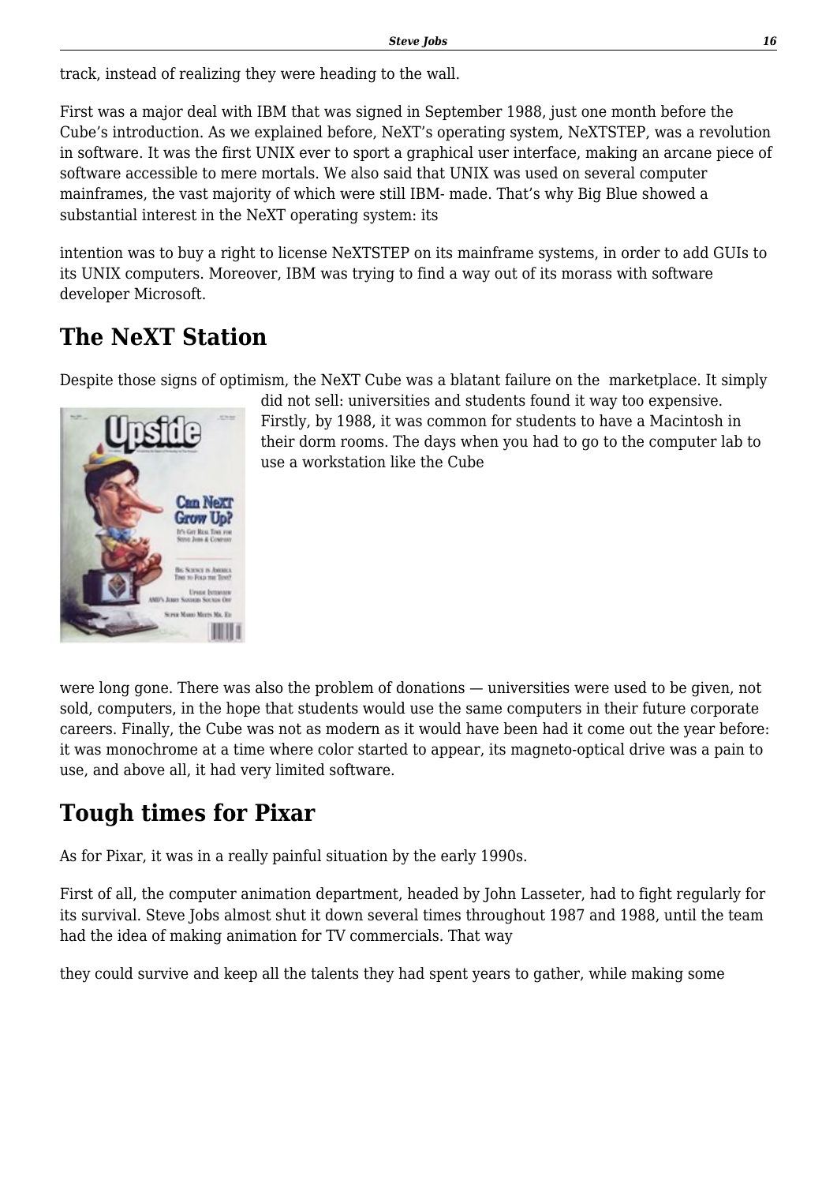track, instead of realizing they were heading to the wall.

First was a major deal with IBM that was signed in September 1988, just one month before the Cube's introduction. As we explained before, NeXT's operating system, NeXTSTEP, was a revolution in software. It was the first UNIX ever to sport a graphical user interface, making an arcane piece of software accessible to mere mortals. We also said that UNIX was used on several computer mainframes, the vast majority of which were still IBM- made. That's why Big Blue showed a substantial interest in the NeXT operating system: its

intention was to buy a right to license NeXTSTEP on its mainframe systems, in order to add GUIs to its UNIX computers. Moreover, IBM was trying to find a way out of its morass with software developer Microsoft.

## The NeXT Station

Despite those signs of optimism, the NeXT Cube was a blatant failure on the marketplace. It simply did not sell: universities and students found it way too expensive. Firstly, by 1988, it was common for students to have a Macintosh in their dorm rooms. The days when you had to go to the computer lab to use a workstation like the Cube

were long gone. There was also the problem of donations — universities were used to be given, not sold, computers, in the hope that students would use the same computers in their future corporate careers. Finally, the Cube was not as modern as it would have been had it come out the year before: it was monochrome at a time where color started to appear, its magneto-optical drive was a pain to use, and above all, it had very limited software.

## Tough times for Pixar

As for Pixar, it was in a really painful situation by the early 1990s.

First of all, the computer animation department, headed by John Lasseter, had to fight regularly for its survival. Steve Jobs almost shut it down several times throughout 1987 and 1988, until the team had the idea of making animation for TV commercials. That way

they could survive and keep all the talents they had spent years to gather, while making some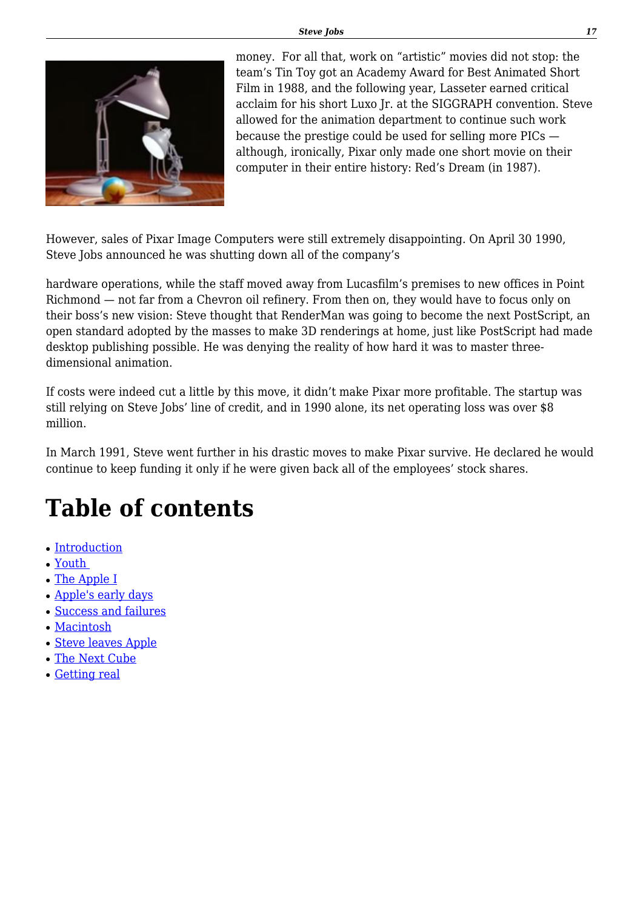money. For all that, work on “artistic” movies did not stop: the team’s Tin Toy got an Academy Award for Best Animated Short Film in 1988, and the following year, Lasseter earned critical acclaim for his short Luxo Jr. at the SIGGRAPH convention. Steve allowed for the animation department to continue such work because the prestige could be used for selling more PICs — although, ironically, Pixar only made one short movie on their computer in their entire history: Red’s Dream (in 1987).

However, sales of Pixar Image Computers were still extremely disappointing. On April 30 1990, Steve Jobs announced he was shutting down all of the company’s

hardware operations, while the staff moved away from Lucasfilm’s premises to new offices in Point Richmond — not far from a Chevron oil refinery. From then on, they would have to focus only on their boss’s new vision: Steve thought that RenderMan was going to become the next PostScript, an open standard adopted by the masses to make 3D renderings at home, just like PostScript had made desktop publishing possible. He was denying the reality of how hard it was to master three-dimensional animation.

If costs were indeed cut a little by this move, it didn’t make Pixar more profitable. The startup was still relying on Steve Jobs’ line of credit, and in 1990 alone, its net operating loss was over $8 million.

In March 1991, Steve went further in his drastic moves to make Pixar survive. He declared he would continue to keep funding it only if he were given back all of the employees’ stock shares.

# Table of contents

- Introduction
- Youth
- The Apple I
- Apple's early days
- Success and failures
- Macintosh
- Steve leaves Apple
- The Next Cube
- Getting real